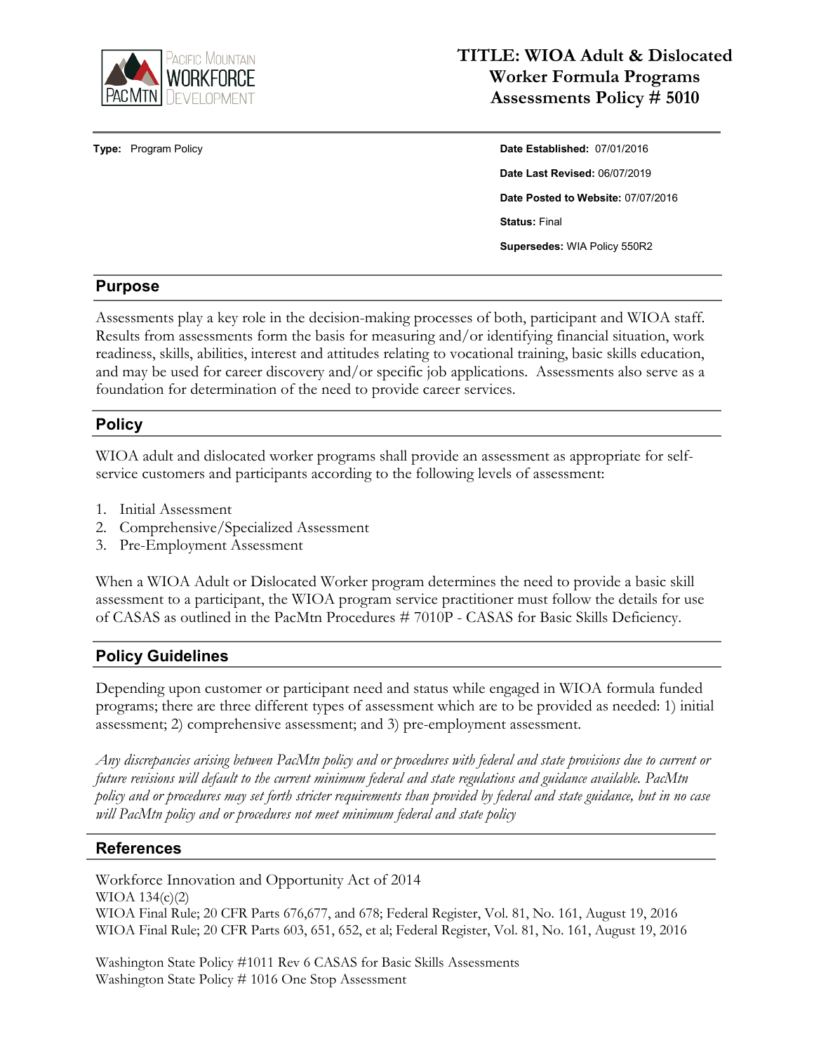Pacific Mountain WORKFORCE DEVELOPMENT PacMtn

# TITLE: WIOA Adult & Dislocated Worker Formula Programs Assessments Policy # 5010

**Type:** Program Policy

**Date Established:** 07/01/2016

**Date Last Revised:** 06/07/2019

**Date Posted to Website:** 07/07/2016

**Status:** Final

**Supersedes:** WIA Policy 550R2

## Purpose

Assessments play a key role in the decision-making processes of both, participant and WIOA staff. Results from assessments form the basis for measuring and/or identifying financial situation, work readiness, skills, abilities, interest and attitudes relating to vocational training, basic skills education, and may be used for career discovery and/or specific job applications. Assessments also serve as a foundation for determination of the need to provide career services.

## Policy

WIOA adult and dislocated worker programs shall provide an assessment as appropriate for self-service customers and participants according to the following levels of assessment:

1. Initial Assessment
2. Comprehensive/Specialized Assessment
3. Pre-Employment Assessment

When a WIOA Adult or Dislocated Worker program determines the need to provide a basic skill assessment to a participant, the WIOA program service practitioner must follow the details for use of CASAS as outlined in the PacMtn Procedures # 7010P - CASAS for Basic Skills Deficiency.

## Policy Guidelines

Depending upon customer or participant need and status while engaged in WIOA formula funded programs; there are three different types of assessment which are to be provided as needed: 1) initial assessment; 2) comprehensive assessment; and 3) pre-employment assessment.

*Any discrepancies arising between PacMtn policy and or procedures with federal and state provisions due to current or future revisions will default to the current minimum federal and state regulations and guidance available. PacMtn policy and or procedures may set forth stricter requirements than provided by federal and state guidance, but in no case will PacMtn policy and or procedures not meet minimum federal and state policy*

## References

Workforce Innovation and Opportunity Act of 2014
WIOA 134(c)(2)
WIOA Final Rule; 20 CFR Parts 676,677, and 678; Federal Register, Vol. 81, No. 161, August 19, 2016
WIOA Final Rule; 20 CFR Parts 603, 651, 652, et al; Federal Register, Vol. 81, No. 161, August 19, 2016

Washington State Policy #1011 Rev 6 CASAS for Basic Skills Assessments
Washington State Policy # 1016 One Stop Assessment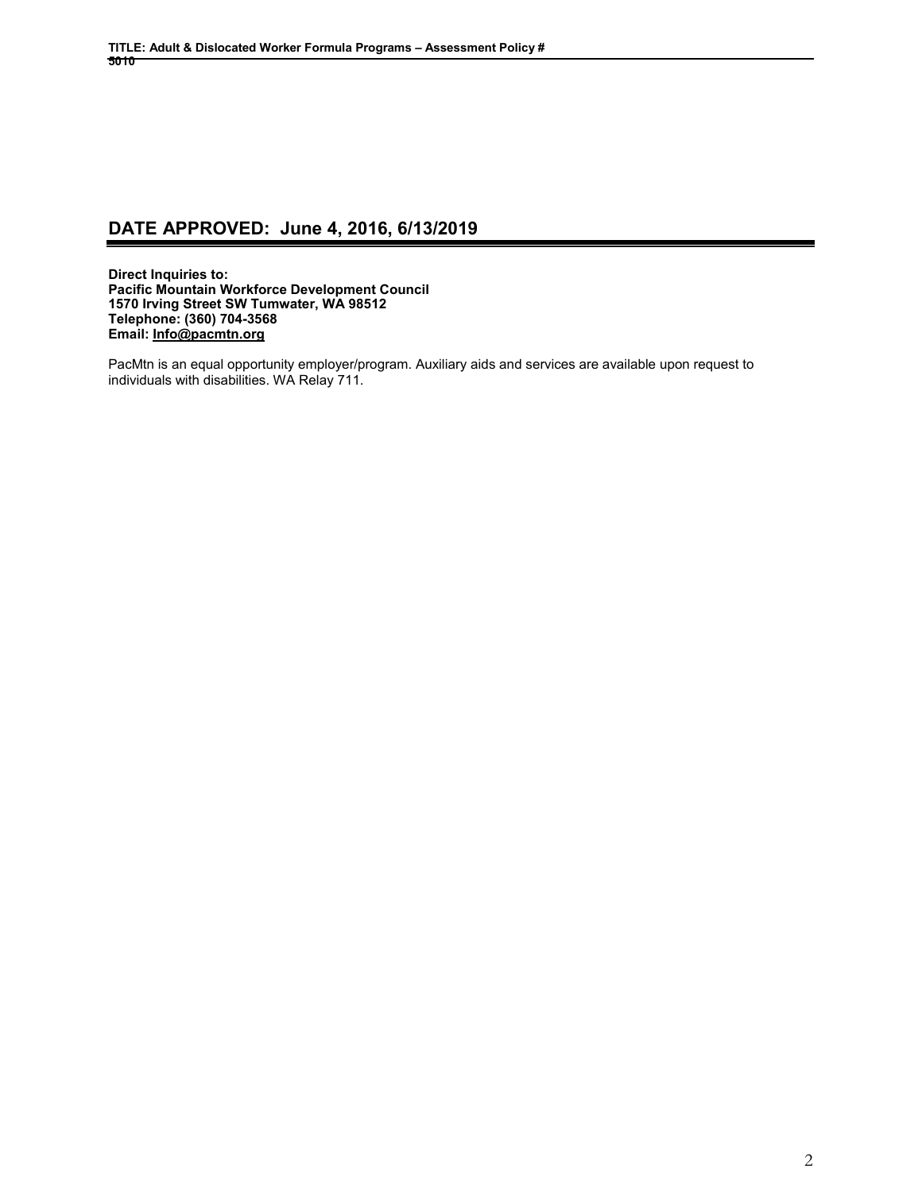## DATE APPROVED: June 4, 2016, 6/13/2019

**Direct Inquiries to:**
**Pacific Mountain Workforce Development Council**
**1570 Irving Street SW Tumwater, WA 98512**
**Telephone: (360) 704-3568**
**Email: Info@pacmtn.org**

PacMtn is an equal opportunity employer/program. Auxiliary aids and services are available upon request to individuals with disabilities. WA Relay 711.